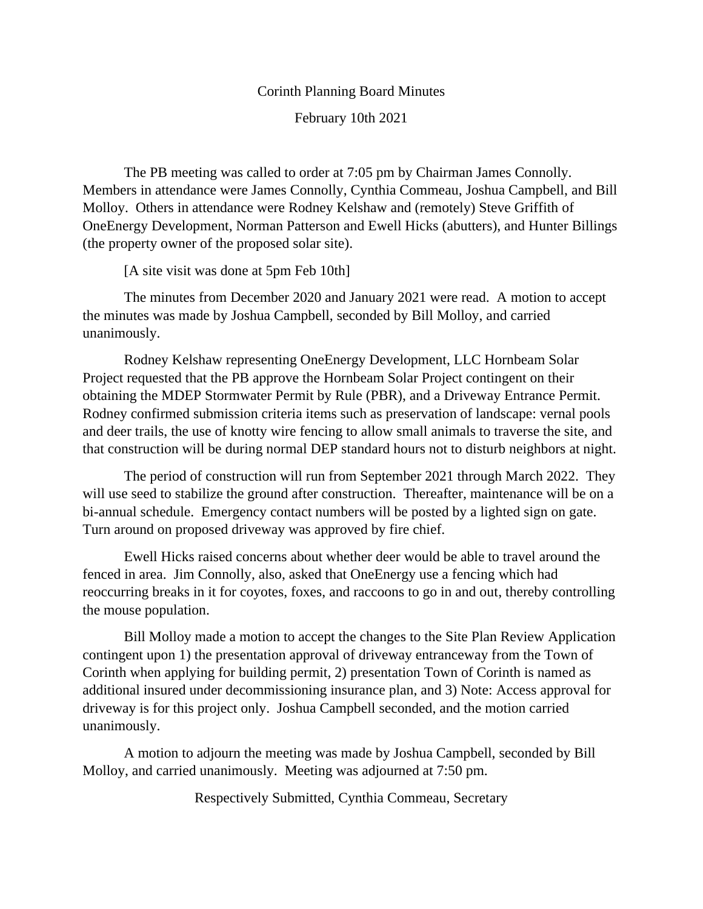# Corinth Planning Board Minutes

## February 10th 2021

The PB meeting was called to order at 7:05 pm by Chairman James Connolly. Members in attendance were James Connolly, Cynthia Commeau, Joshua Campbell, and Bill Molloy. Others in attendance were Rodney Kelshaw and (remotely) Steve Griffith of OneEnergy Development, Norman Patterson and Ewell Hicks (abutters), and Hunter Billings (the property owner of the proposed solar site).

[A site visit was done at 5pm Feb 10th]

The minutes from December 2020 and January 2021 were read. A motion to accept the minutes was made by Joshua Campbell, seconded by Bill Molloy, and carried unanimously.

Rodney Kelshaw representing OneEnergy Development, LLC Hornbeam Solar Project requested that the PB approve the Hornbeam Solar Project contingent on their obtaining the MDEP Stormwater Permit by Rule (PBR), and a Driveway Entrance Permit. Rodney confirmed submission criteria items such as preservation of landscape: vernal pools and deer trails, the use of knotty wire fencing to allow small animals to traverse the site, and that construction will be during normal DEP standard hours not to disturb neighbors at night.

The period of construction will run from September 2021 through March 2022. They will use seed to stabilize the ground after construction. Thereafter, maintenance will be on a bi-annual schedule. Emergency contact numbers will be posted by a lighted sign on gate. Turn around on proposed driveway was approved by fire chief.

Ewell Hicks raised concerns about whether deer would be able to travel around the fenced in area. Jim Connolly, also, asked that OneEnergy use a fencing which had reoccurring breaks in it for coyotes, foxes, and raccoons to go in and out, thereby controlling the mouse population.

Bill Molloy made a motion to accept the changes to the Site Plan Review Application contingent upon 1) the presentation approval of driveway entranceway from the Town of Corinth when applying for building permit, 2) presentation Town of Corinth is named as additional insured under decommissioning insurance plan, and 3) Note: Access approval for driveway is for this project only. Joshua Campbell seconded, and the motion carried unanimously.

A motion to adjourn the meeting was made by Joshua Campbell, seconded by Bill Molloy, and carried unanimously. Meeting was adjourned at 7:50 pm.

Respectively Submitted, Cynthia Commeau, Secretary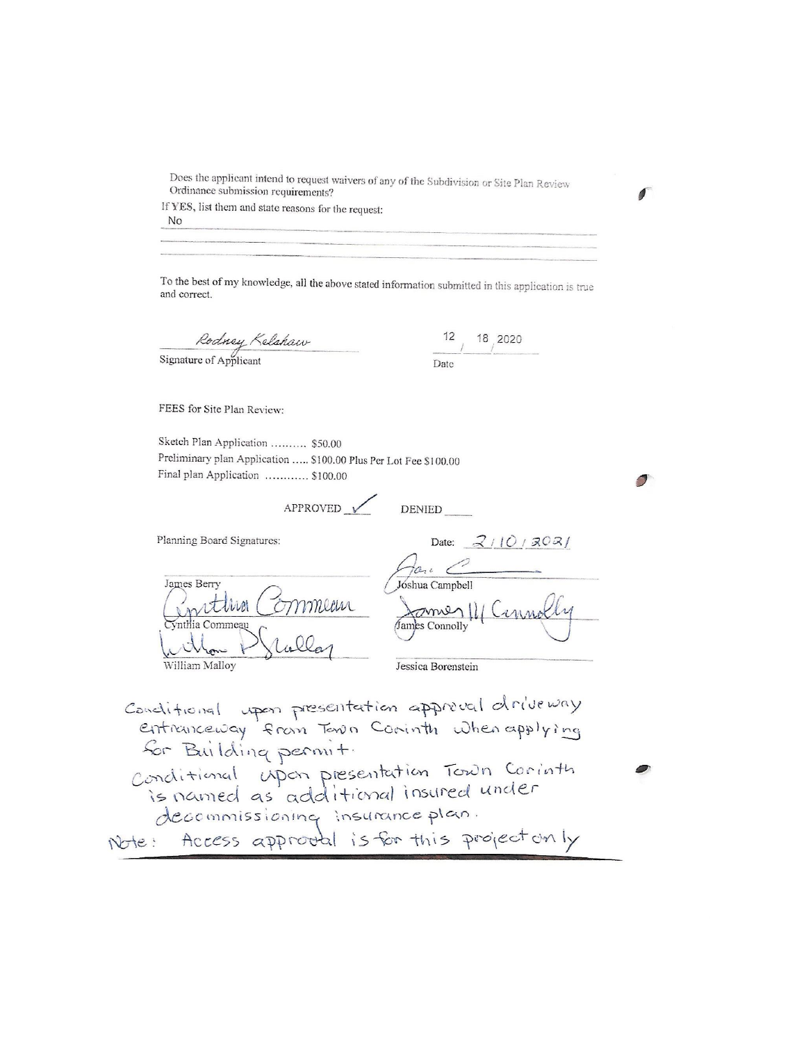Does the applicant intend to request waivers of any of the Subdivision or Site Plan Review Ordinance submission requirements?

If YES, list them and state reasons for the request:

No

To the best of my knowledge, all the above stated information submitted in this application is true and correct.

Rodney Kelshaw
Signature of Applicant

12 / 18 / 2020
Date

FEES for Site Plan Review:

Sketch Plan Application .......... $50.00
Preliminary plan Application ..... $100.00 Plus Per Lot Fee $100.00
Final plan Application ............ $100.00

APPROVED ✓ DENIED ____

Planning Board Signatures: Date: 2/10/2021

| | |
|---|---|
| James Berry | Joshua Campbell |
| Cynthia Commeau | James Connolly |
| William Malloy | Jessica Borenstein |

Conditional upon presentation approval driveway entranceway from Town Corinth when applying for Building permit.
Conditional upon presentation Town Corinth is named as additional insured under decommissioning insurance plan.
Note: Access approval is for this project only